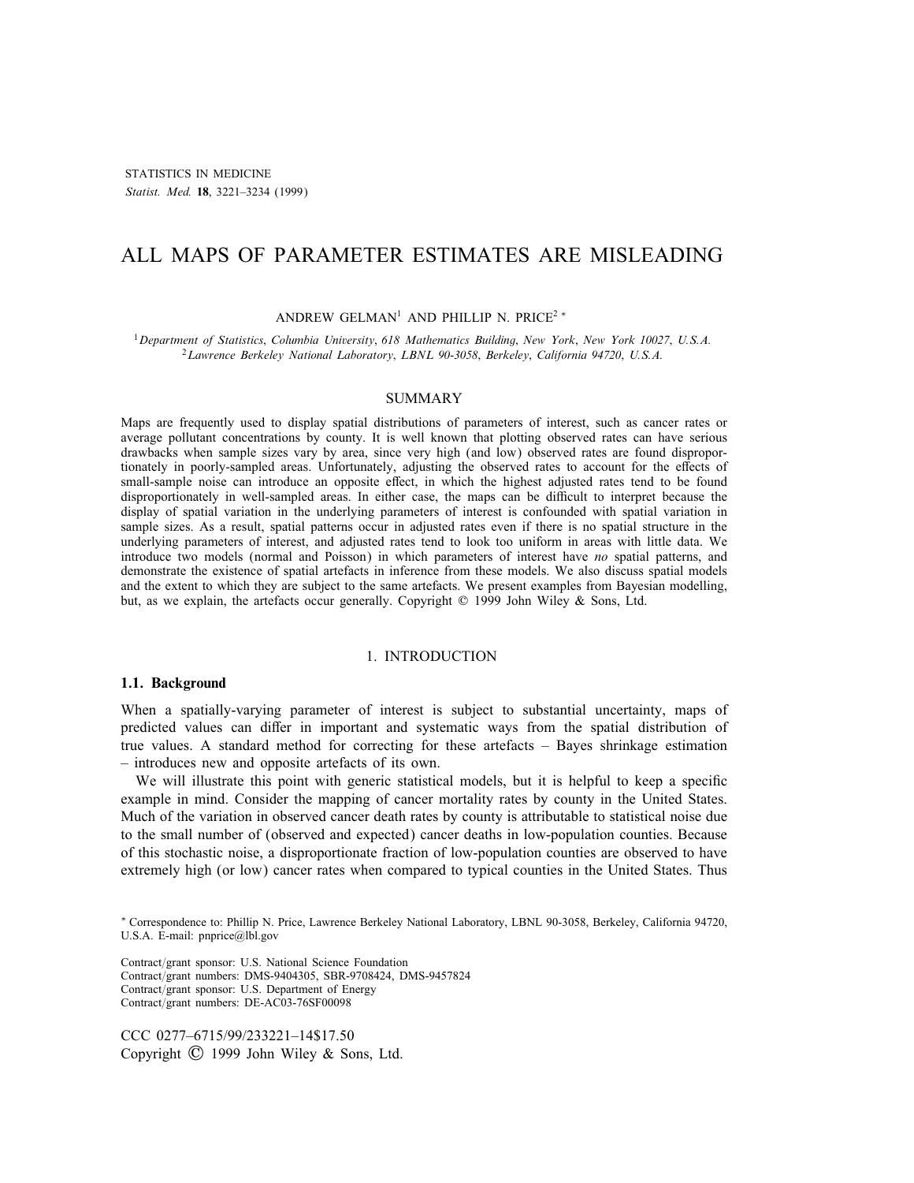# ALL MAPS OF PARAMETER ESTIMATES ARE MISLEADING

ANDREW GELMAN[1] AND PHILLIP N. PRICE[2] *

[1] *Department of Statistics, Columbia University, 618 Mathematics Building, New York, New York 10027, U.S.A.*
[2] *Lawrence Berkeley National Laboratory, LBNL 90-3058, Berkeley, California 94720, U.S.A.*

## SUMMARY

Maps are frequently used to display spatial distributions of parameters of interest, such as cancer rates or average pollutant concentrations by county. It is well known that plotting observed rates can have serious drawbacks when sample sizes vary by area, since very high (and low) observed rates are found disproportionately in poorly-sampled areas. Unfortunately, adjusting the observed rates to account for the effects of small-sample noise can introduce an opposite effect, in which the highest adjusted rates tend to be found disproportionately in well-sampled areas. In either case, the maps can be difficult to interpret because the display of spatial variation in the underlying parameters of interest is confounded with spatial variation in sample sizes. As a result, spatial patterns occur in adjusted rates even if there is no spatial structure in the underlying parameters of interest, and adjusted rates tend to look too uniform in areas with little data. We introduce two models (normal and Poisson) in which parameters of interest have *no* spatial patterns, and demonstrate the existence of spatial artefacts in inference from these models. We also discuss spatial models and the extent to which they are subject to the same artefacts. We present examples from Bayesian modelling, but, as we explain, the artefacts occur generally. Copyright © 1999 John Wiley & Sons, Ltd.

## 1. INTRODUCTION

### 1.1. Background

When a spatially-varying parameter of interest is subject to substantial uncertainty, maps of predicted values can differ in important and systematic ways from the spatial distribution of true values. A standard method for correcting for these artefacts – Bayes shrinkage estimation – introduces new and opposite artefacts of its own.

We will illustrate this point with generic statistical models, but it is helpful to keep a specific example in mind. Consider the mapping of cancer mortality rates by county in the United States. Much of the variation in observed cancer death rates by county is attributable to statistical noise due to the small number of (observed and expected) cancer deaths in low-population counties. Because of this stochastic noise, a disproportionate fraction of low-population counties are observed to have extremely high (or low) cancer rates when compared to typical counties in the United States. Thus

\* Correspondence to: Phillip N. Price, Lawrence Berkeley National Laboratory, LBNL 90-3058, Berkeley, California 94720, U.S.A. E-mail: pnprice@lbl.gov

Contract/grant sponsor: U.S. National Science Foundation
Contract/grant numbers: DMS-9404305, SBR-9708424, DMS-9457824
Contract/grant sponsor: U.S. Department of Energy
Contract/grant numbers: DE-AC03-76SF00098

CCC 0277–6715/99/233221–14$17.50
Copyright © 1999 John Wiley & Sons, Ltd.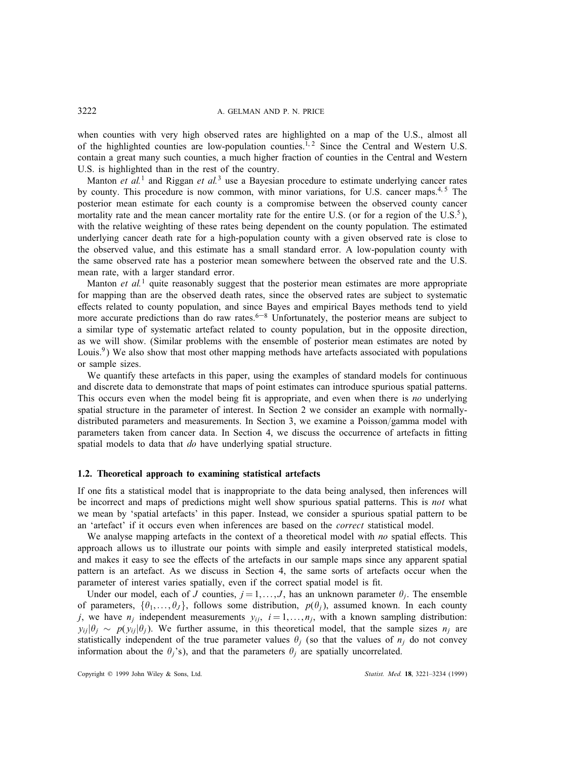when counties with very high observed rates are highlighted on a map of the U.S., almost all of the highlighted counties are low-population counties.[1,2] Since the Central and Western U.S. contain a great many such counties, a much higher fraction of counties in the Central and Western U.S. is highlighted than in the rest of the country.

Manton *et al.*[1] and Riggan *et al.*[3] use a Bayesian procedure to estimate underlying cancer rates by county. This procedure is now common, with minor variations, for U.S. cancer maps.[4,5] The posterior mean estimate for each county is a compromise between the observed county cancer mortality rate and the mean cancer mortality rate for the entire U.S. (or for a region of the U.S.[5]), with the relative weighting of these rates being dependent on the county population. The estimated underlying cancer death rate for a high-population county with a given observed rate is close to the observed value, and this estimate has a small standard error. A low-population county with the same observed rate has a posterior mean somewhere between the observed rate and the U.S. mean rate, with a larger standard error.

Manton *et al.*[1] quite reasonably suggest that the posterior mean estimates are more appropriate for mapping than are the observed death rates, since the observed rates are subject to systematic effects related to county population, and since Bayes and empirical Bayes methods tend to yield more accurate predictions than do raw rates.[6–8] Unfortunately, the posterior means are subject to a similar type of systematic artefact related to county population, but in the opposite direction, as we will show. (Similar problems with the ensemble of posterior mean estimates are noted by Louis.[9]) We also show that most other mapping methods have artefacts associated with populations or sample sizes.

We quantify these artefacts in this paper, using the examples of standard models for continuous and discrete data to demonstrate that maps of point estimates can introduce spurious spatial patterns. This occurs even when the model being fit is appropriate, and even when there is *no* underlying spatial structure in the parameter of interest. In Section 2 we consider an example with normally-distributed parameters and measurements. In Section 3, we examine a Poisson/gamma model with parameters taken from cancer data. In Section 4, we discuss the occurrence of artefacts in fitting spatial models to data that *do* have underlying spatial structure.

### 1.2. Theoretical approach to examining statistical artefacts

If one fits a statistical model that is inappropriate to the data being analysed, then inferences will be incorrect and maps of predictions might well show spurious spatial patterns. This is *not* what we mean by 'spatial artefacts' in this paper. Instead, we consider a spurious spatial pattern to be an 'artefact' if it occurs even when inferences are based on the *correct* statistical model.

We analyse mapping artefacts in the context of a theoretical model with *no* spatial effects. This approach allows us to illustrate our points with simple and easily interpreted statistical models, and makes it easy to see the effects of the artefacts in our sample maps since any apparent spatial pattern is an artefact. As we discuss in Section 4, the same sorts of artefacts occur when the parameter of interest varies spatially, even if the correct spatial model is fit.

Under our model, each of $J$ counties, $j = 1, \ldots, J$, has an unknown parameter $\theta_j$. The ensemble of parameters, $\{\theta_1, \ldots, \theta_J\}$, follows some distribution, $p(\theta_j)$, assumed known. In each county $j$, we have $n_j$ independent measurements $y_{ij}$, $i = 1, \ldots, n_j$, with a known sampling distribution: $y_{ij}|\theta_j \sim p(y_{ij}|\theta_j)$. We further assume, in this theoretical model, that the sample sizes $n_j$ are statistically independent of the true parameter values $\theta_j$ (so that the values of $n_j$ do not convey information about the $\theta_j$'s), and that the parameters $\theta_j$ are spatially uncorrelated.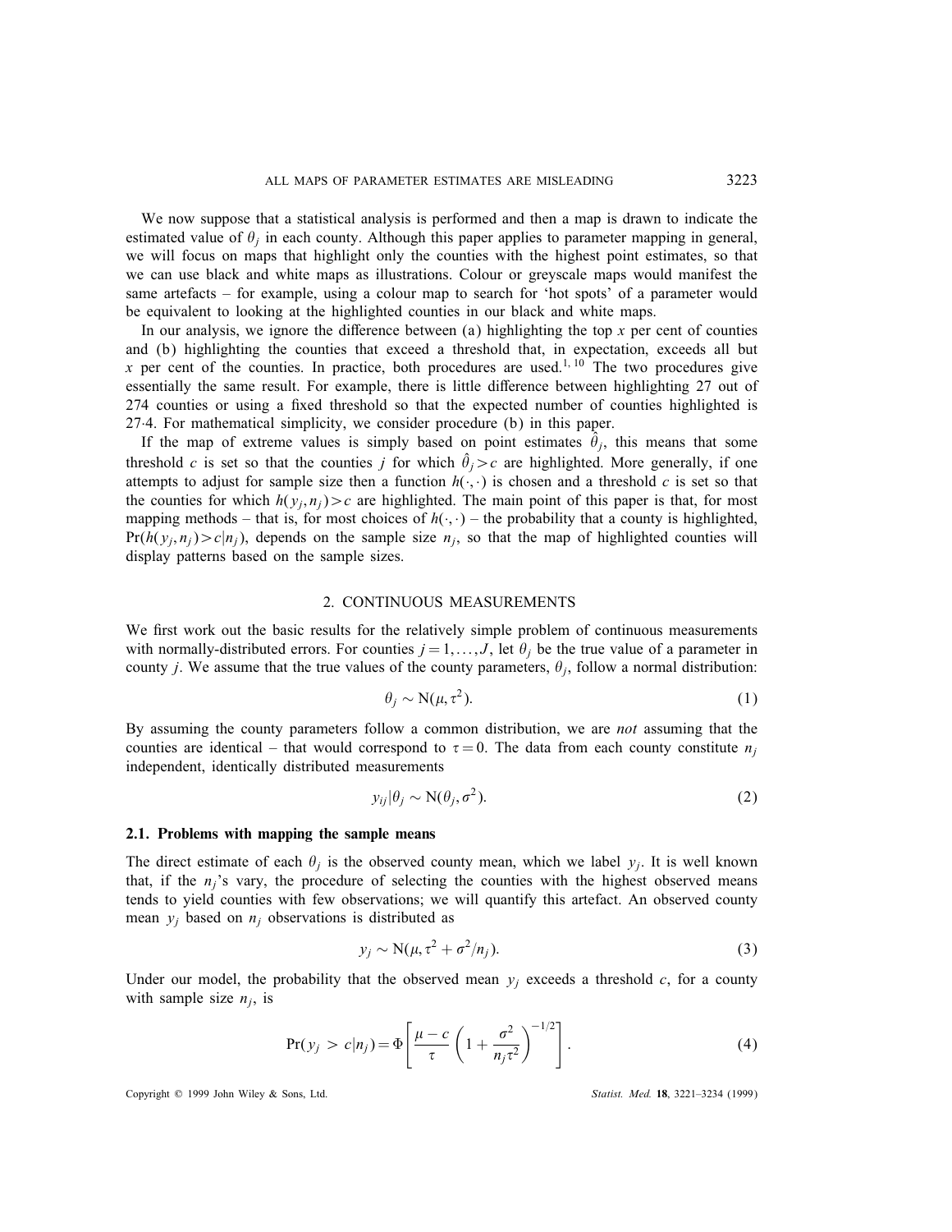We now suppose that a statistical analysis is performed and then a map is drawn to indicate the estimated value of $\theta_j$ in each county. Although this paper applies to parameter mapping in general, we will focus on maps that highlight only the counties with the highest point estimates, so that we can use black and white maps as illustrations. Colour or greyscale maps would manifest the same artefacts – for example, using a colour map to search for 'hot spots' of a parameter would be equivalent to looking at the highlighted counties in our black and white maps.

In our analysis, we ignore the difference between (a) highlighting the top $x$ per cent of counties and (b) highlighting the counties that exceed a threshold that, in expectation, exceeds all but $x$ per cent of the counties. In practice, both procedures are used.[1, 10] The two procedures give essentially the same result. For example, there is little difference between highlighting 27 out of 274 counties or using a fixed threshold so that the expected number of counties highlighted is 27·4. For mathematical simplicity, we consider procedure (b) in this paper.

If the map of extreme values is simply based on point estimates $\hat{\theta}_j$, this means that some threshold $c$ is set so that the counties $j$ for which $\hat{\theta}_j > c$ are highlighted. More generally, if one attempts to adjust for sample size then a function $h(\cdot, \cdot)$ is chosen and a threshold $c$ is set so that the counties for which $h(y_j, n_j) > c$ are highlighted. The main point of this paper is that, for most mapping methods – that is, for most choices of $h(\cdot, \cdot)$ – the probability that a county is highlighted, $\Pr(h(y_j, n_j) > c | n_j)$, depends on the sample size $n_j$, so that the map of highlighted counties will display patterns based on the sample sizes.

## 2. CONTINUOUS MEASUREMENTS

We first work out the basic results for the relatively simple problem of continuous measurements with normally-distributed errors. For counties $j = 1, \ldots, J$, let $\theta_j$ be the true value of a parameter in county $j$. We assume that the true values of the county parameters, $\theta_j$, follow a normal distribution:

$$\theta_j \sim \mathrm{N}(\mu, \tau^2). \tag{1}$$

By assuming the county parameters follow a common distribution, we are *not* assuming that the counties are identical – that would correspond to $\tau = 0$. The data from each county constitute $n_j$ independent, identically distributed measurements

$$y_{ij} | \theta_j \sim \mathrm{N}(\theta_j, \sigma^2). \tag{2}$$

### 2.1. Problems with mapping the sample means

The direct estimate of each $\theta_j$ is the observed county mean, which we label $y_j$. It is well known that, if the $n_j$'s vary, the procedure of selecting the counties with the highest observed means tends to yield counties with few observations; we will quantify this artefact. An observed county mean $y_j$ based on $n_j$ observations is distributed as

$$y_j \sim \mathrm{N}(\mu, \tau^2 + \sigma^2/n_j). \tag{3}$$

Under our model, the probability that the observed mean $y_j$ exceeds a threshold $c$, for a county with sample size $n_j$, is

$$\Pr(y_j > c | n_j) = \Phi\left[\frac{\mu - c}{\tau}\left(1 + \frac{\sigma^2}{n_j \tau^2}\right)^{-1/2}\right]. \tag{4}$$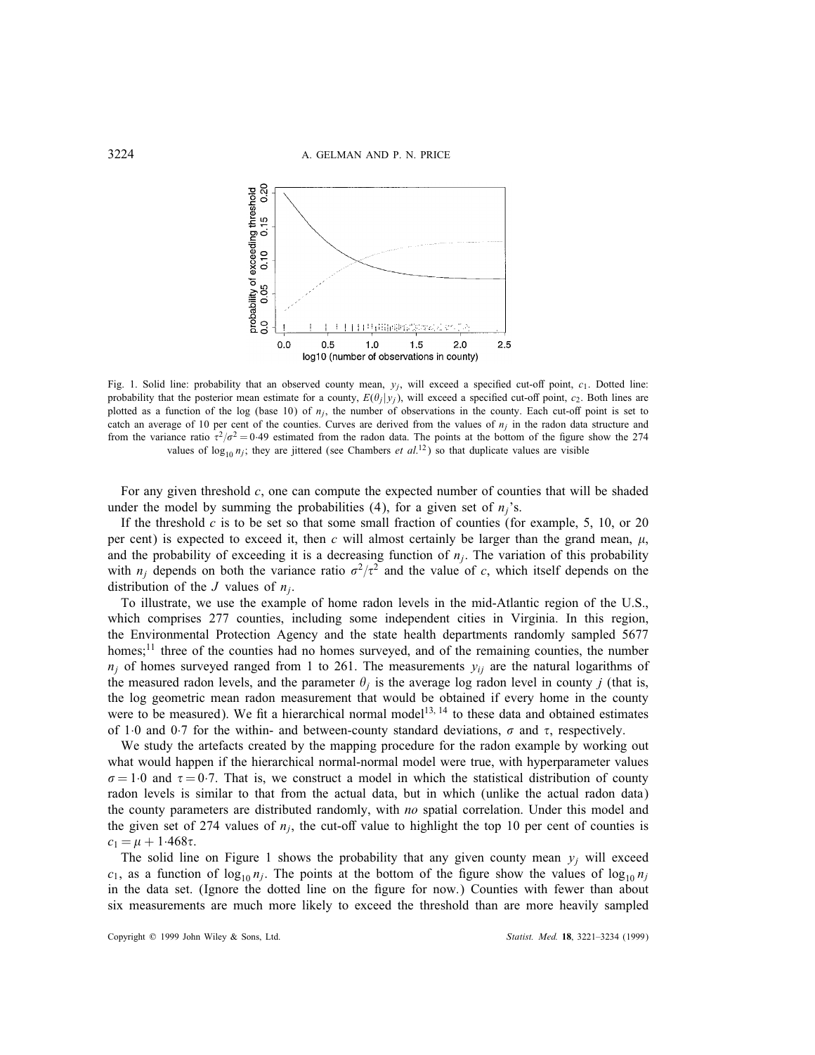Fig. 1. Solid line: probability that an observed county mean, $y_j$, will exceed a specified cut-off point, $c_1$. Dotted line: probability that the posterior mean estimate for a county, $E(\theta_j|y_j)$, will exceed a specified cut-off point, $c_2$. Both lines are plotted as a function of the log (base 10) of $n_j$, the number of observations in the county. Each cut-off point is set to catch an average of 10 per cent of the counties. Curves are derived from the values of $n_j$ in the radon data structure and from the variance ratio $\tau^2/\sigma^2 = 0{\cdot}49$ estimated from the radon data. The points at the bottom of the figure show the 274 values of $\log_{10} n_j$; they are jittered (see Chambers *et al.*[12]) so that duplicate values are visible

For any given threshold $c$, one can compute the expected number of counties that will be shaded under the model by summing the probabilities (4), for a given set of $n_j$'s.

If the threshold $c$ is to be set so that some small fraction of counties (for example, 5, 10, or 20 per cent) is expected to exceed it, then $c$ will almost certainly be larger than the grand mean, $\mu$, and the probability of exceeding it is a decreasing function of $n_j$. The variation of this probability with $n_j$ depends on both the variance ratio $\sigma^2/\tau^2$ and the value of $c$, which itself depends on the distribution of the $J$ values of $n_j$.

To illustrate, we use the example of home radon levels in the mid-Atlantic region of the U.S., which comprises 277 counties, including some independent cities in Virginia. In this region, the Environmental Protection Agency and the state health departments randomly sampled 5677 homes;[11] three of the counties had no homes surveyed, and of the remaining counties, the number $n_j$ of homes surveyed ranged from 1 to 261. The measurements $y_{ij}$ are the natural logarithms of the measured radon levels, and the parameter $\theta_j$ is the average log radon level in county $j$ (that is, the log geometric mean radon measurement that would be obtained if every home in the county were to be measured). We fit a hierarchical normal model[13, 14] to these data and obtained estimates of 1·0 and 0·7 for the within- and between-county standard deviations, $\sigma$ and $\tau$, respectively.

We study the artefacts created by the mapping procedure for the radon example by working out what would happen if the hierarchical normal-normal model were true, with hyperparameter values $\sigma = 1{\cdot}0$ and $\tau = 0{\cdot}7$. That is, we construct a model in which the statistical distribution of county radon levels is similar to that from the actual data, but in which (unlike the actual radon data) the county parameters are distributed randomly, with *no* spatial correlation. Under this model and the given set of 274 values of $n_j$, the cut-off value to highlight the top 10 per cent of counties is $c_1 = \mu + 1{\cdot}468\tau$.

The solid line on Figure 1 shows the probability that any given county mean $y_j$ will exceed $c_1$, as a function of $\log_{10} n_j$. The points at the bottom of the figure show the values of $\log_{10} n_j$ in the data set. (Ignore the dotted line on the figure for now.) Counties with fewer than about six measurements are much more likely to exceed the threshold than are more heavily sampled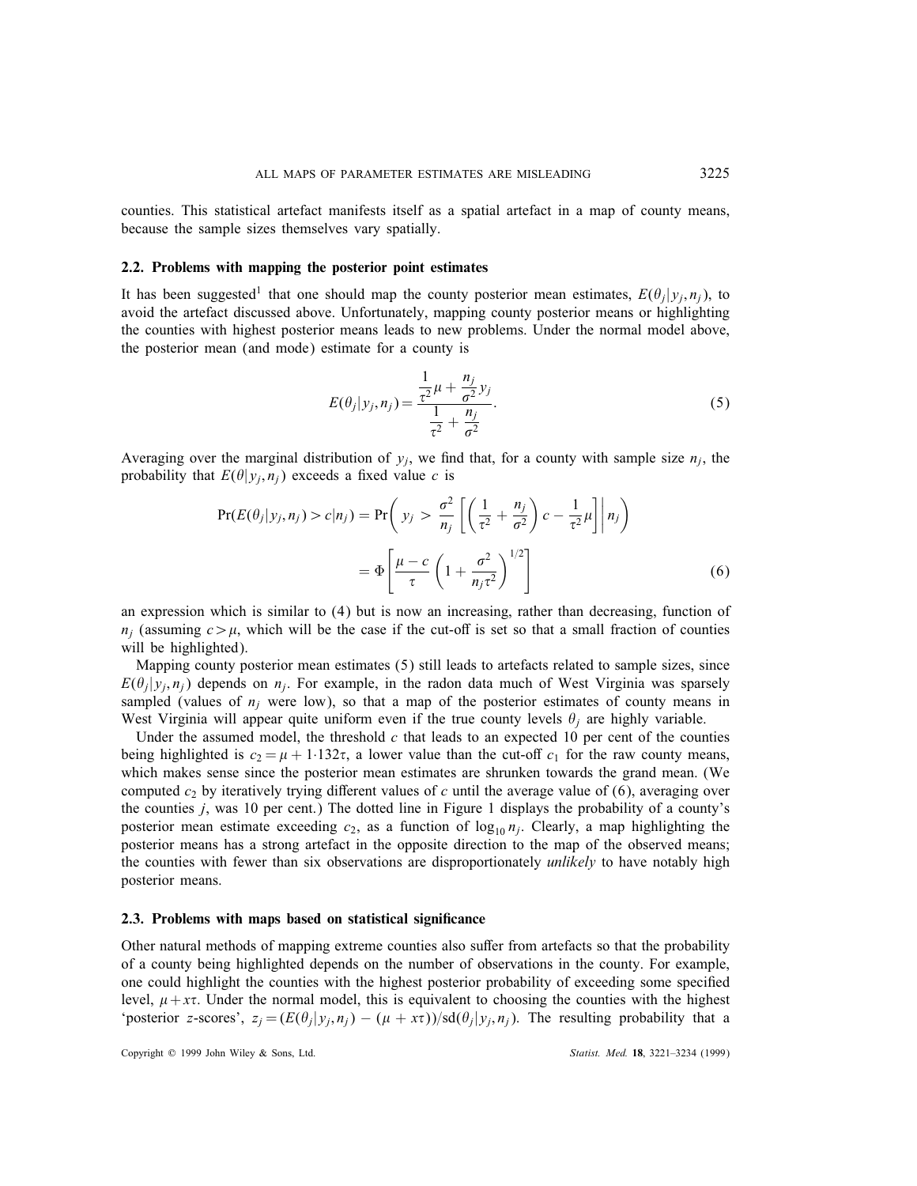counties. This statistical artefact manifests itself as a spatial artefact in a map of county means, because the sample sizes themselves vary spatially.

### 2.2. Problems with mapping the posterior point estimates

It has been suggested[1] that one should map the county posterior mean estimates, $E(\theta_j|y_j, n_j)$, to avoid the artefact discussed above. Unfortunately, mapping county posterior means or highlighting the counties with highest posterior means leads to new problems. Under the normal model above, the posterior mean (and mode) estimate for a county is

$$E(\theta_j|y_j, n_j) = \frac{\frac{1}{\tau^2}\mu + \frac{n_j}{\sigma^2}y_j}{\frac{1}{\tau^2} + \frac{n_j}{\sigma^2}}. \tag{5}$$

Averaging over the marginal distribution of $y_j$, we find that, for a county with sample size $n_j$, the probability that $E(\theta|y_j, n_j)$ exceeds a fixed value $c$ is

$$\begin{aligned}\Pr(E(\theta_j|y_j, n_j) > c|n_j) &= \Pr\left( y_j > \frac{\sigma^2}{n_j}\left[\left(\frac{1}{\tau^2} + \frac{n_j}{\sigma^2}\right)c - \frac{1}{\tau^2}\mu\right] \middle| n_j \right) \\ &= \Phi\left[\frac{\mu - c}{\tau}\left(1 + \frac{\sigma^2}{n_j\tau^2}\right)^{1/2}\right] \end{aligned} \tag{6}$$

an expression which is similar to (4) but is now an increasing, rather than decreasing, function of $n_j$ (assuming $c > \mu$, which will be the case if the cut-off is set so that a small fraction of counties will be highlighted).

Mapping county posterior mean estimates (5) still leads to artefacts related to sample sizes, since $E(\theta_j|y_j, n_j)$ depends on $n_j$. For example, in the radon data much of West Virginia was sparsely sampled (values of $n_j$ were low), so that a map of the posterior estimates of county means in West Virginia will appear quite uniform even if the true county levels $\theta_j$ are highly variable.

Under the assumed model, the threshold $c$ that leads to an expected 10 per cent of the counties being highlighted is $c_2 = \mu + 1{\cdot}132\tau$, a lower value than the cut-off $c_1$ for the raw county means, which makes sense since the posterior mean estimates are shrunken towards the grand mean. (We computed $c_2$ by iteratively trying different values of $c$ until the average value of (6), averaging over the counties $j$, was 10 per cent.) The dotted line in Figure 1 displays the probability of a county's posterior mean estimate exceeding $c_2$, as a function of $\log_{10} n_j$. Clearly, a map highlighting the posterior means has a strong artefact in the opposite direction to the map of the observed means; the counties with fewer than six observations are disproportionately *unlikely* to have notably high posterior means.

### 2.3. Problems with maps based on statistical significance

Other natural methods of mapping extreme counties also suffer from artefacts so that the probability of a county being highlighted depends on the number of observations in the county. For example, one could highlight the counties with the highest posterior probability of exceeding some specified level, $\mu + x\tau$. Under the normal model, this is equivalent to choosing the counties with the highest 'posterior $z$-scores', $z_j = (E(\theta_j|y_j, n_j) - (\mu + x\tau))/\text{sd}(\theta_j|y_j, n_j)$. The resulting probability that a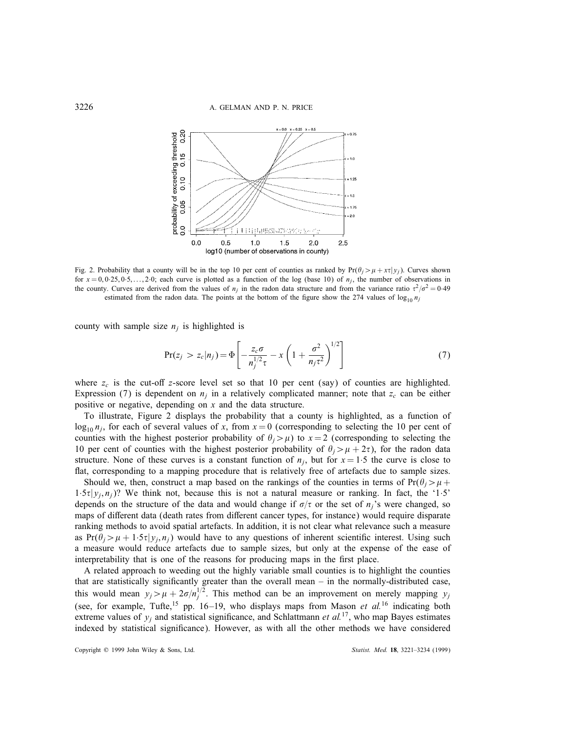Fig. 2. Probability that a county will be in the top 10 per cent of counties as ranked by $\Pr(\theta_j > \mu + x\tau | y_j)$. Curves shown for $x = 0, 0{\cdot}25, 0{\cdot}5, \ldots, 2{\cdot}0$; each curve is plotted as a function of the log (base 10) of $n_j$, the number of observations in the county. Curves are derived from the values of $n_j$ in the radon data structure and from the variance ratio $\tau^2/\sigma^2 = 0{\cdot}49$ estimated from the radon data. The points at the bottom of the figure show the 274 values of $\log_{10} n_j$

county with sample size $n_j$ is highlighted is

$$\Pr(z_j > z_c | n_j) = \Phi\left[ -\frac{z_c \sigma}{n_j^{1/2} \tau} - x \left( 1 + \frac{\sigma^2}{n_j \tau^2} \right)^{1/2} \right] \tag{7}$$

where $z_c$ is the cut-off $z$-score level set so that 10 per cent (say) of counties are highlighted. Expression (7) is dependent on $n_j$ in a relatively complicated manner; note that $z_c$ can be either positive or negative, depending on $x$ and the data structure.

To illustrate, Figure 2 displays the probability that a county is highlighted, as a function of $\log_{10} n_j$, for each of several values of $x$, from $x = 0$ (corresponding to selecting the 10 per cent of counties with the highest posterior probability of $\theta_j > \mu$) to $x = 2$ (corresponding to selecting the 10 per cent of counties with the highest posterior probability of $\theta_j > \mu + 2\tau$), for the radon data structure. None of these curves is a constant function of $n_j$, but for $x = 1{\cdot}5$ the curve is close to flat, corresponding to a mapping procedure that is relatively free of artefacts due to sample sizes.

Should we, then, construct a map based on the rankings of the counties in terms of $\Pr(\theta_j > \mu + 1{\cdot}5\tau | y_j, n_j)$? We think not, because this is not a natural measure or ranking. In fact, the '1·5' depends on the structure of the data and would change if $\sigma/\tau$ or the set of $n_j$'s were changed, so maps of different data (death rates from different cancer types, for instance) would require disparate ranking methods to avoid spatial artefacts. In addition, it is not clear what relevance such a measure as $\Pr(\theta_j > \mu + 1{\cdot}5\tau | y_j, n_j)$ would have to any questions of inherent scientific interest. Using such a measure would reduce artefacts due to sample sizes, but only at the expense of the ease of interpretability that is one of the reasons for producing maps in the first place.

A related approach to weeding out the highly variable small counties is to highlight the counties that are statistically significantly greater than the overall mean – in the normally-distributed case, this would mean $y_j > \mu + 2\sigma/n_j^{1/2}$. This method can be an improvement on merely mapping $y_j$ (see, for example, Tufte,[15] pp. 16–19, who displays maps from Mason *et al.*[16] indicating both extreme values of $y_j$ and statistical significance, and Schlattmann *et al.*[17], who map Bayes estimates indexed by statistical significance). However, as with all the other methods we have considered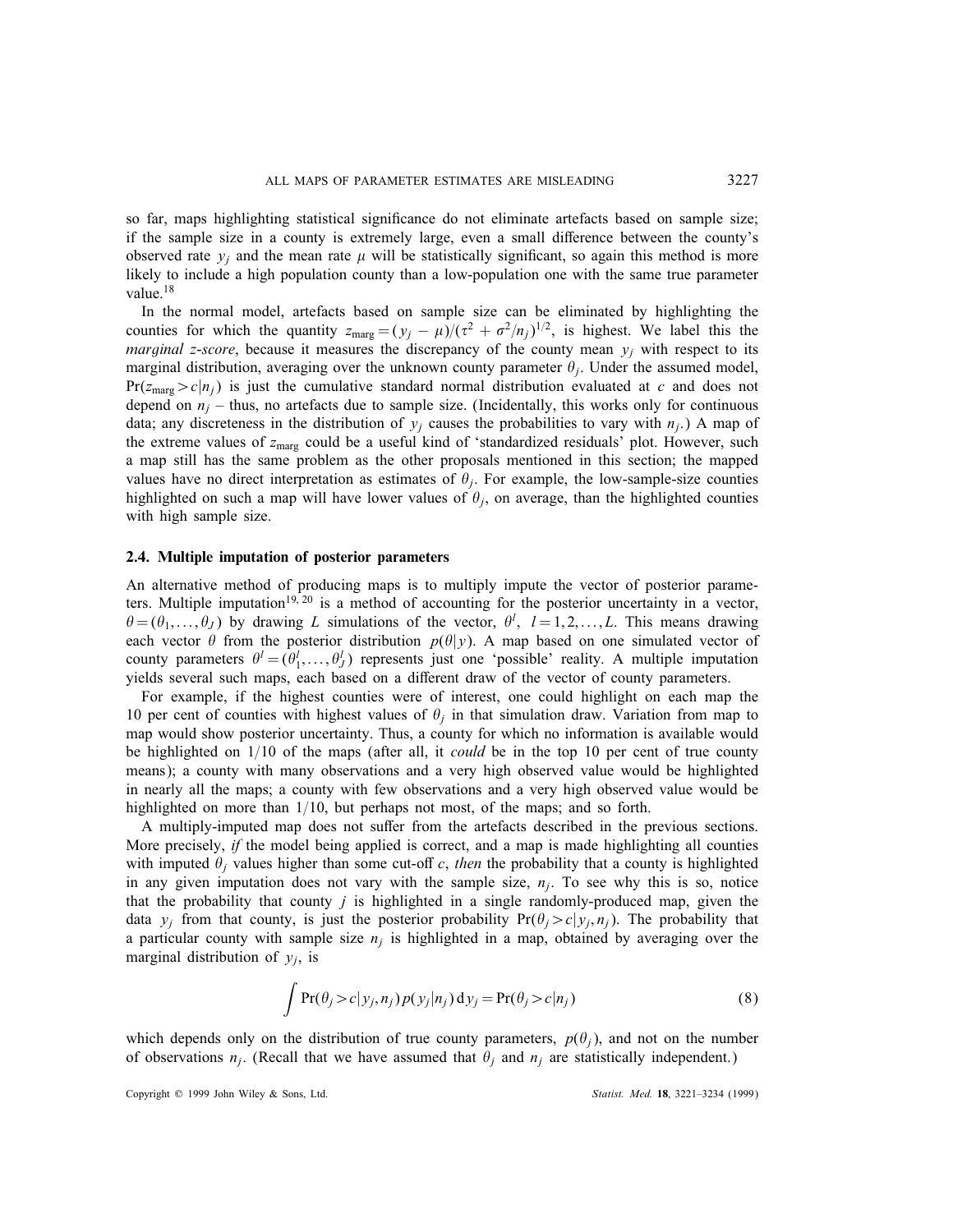so far, maps highlighting statistical significance do not eliminate artefacts based on sample size; if the sample size in a county is extremely large, even a small difference between the county's observed rate $y_j$ and the mean rate $\mu$ will be statistically significant, so again this method is more likely to include a high population county than a low-population one with the same true parameter value.[18]

In the normal model, artefacts based on sample size can be eliminated by highlighting the counties for which the quantity $z_{\text{marg}} = (y_j - \mu)/(\tau^2 + \sigma^2/n_j)^{1/2}$, is highest. We label this the *marginal z-score*, because it measures the discrepancy of the county mean $y_j$ with respect to its marginal distribution, averaging over the unknown county parameter $\theta_j$. Under the assumed model, $\Pr(z_{\text{marg}} > c|n_j)$ is just the cumulative standard normal distribution evaluated at $c$ and does not depend on $n_j$ – thus, no artefacts due to sample size. (Incidentally, this works only for continuous data; any discreteness in the distribution of $y_j$ causes the probabilities to vary with $n_j$.) A map of the extreme values of $z_{\text{marg}}$ could be a useful kind of 'standardized residuals' plot. However, such a map still has the same problem as the other proposals mentioned in this section; the mapped values have no direct interpretation as estimates of $\theta_j$. For example, the low-sample-size counties highlighted on such a map will have lower values of $\theta_j$, on average, than the highlighted counties with high sample size.

### 2.4. Multiple imputation of posterior parameters

An alternative method of producing maps is to multiply impute the vector of posterior parameters. Multiple imputation[19,20] is a method of accounting for the posterior uncertainty in a vector, $\theta = (\theta_1, \ldots, \theta_J)$ by drawing $L$ simulations of the vector, $\theta^l$, $l = 1, 2, \ldots, L$. This means drawing each vector $\theta$ from the posterior distribution $p(\theta|y)$. A map based on one simulated vector of county parameters $\theta^l = (\theta_1^l, \ldots, \theta_J^l)$ represents just one 'possible' reality. A multiple imputation yields several such maps, each based on a different draw of the vector of county parameters.

For example, if the highest counties were of interest, one could highlight on each map the 10 per cent of counties with highest values of $\theta_j$ in that simulation draw. Variation from map to map would show posterior uncertainty. Thus, a county for which no information is available would be highlighted on 1/10 of the maps (after all, it *could* be in the top 10 per cent of true county means); a county with many observations and a very high observed value would be highlighted in nearly all the maps; a county with few observations and a very high observed value would be highlighted on more than 1/10, but perhaps not most, of the maps; and so forth.

A multiply-imputed map does not suffer from the artefacts described in the previous sections. More precisely, *if* the model being applied is correct, and a map is made highlighting all counties with imputed $\theta_j$ values higher than some cut-off $c$, *then* the probability that a county is highlighted in any given imputation does not vary with the sample size, $n_j$. To see why this is so, notice that the probability that county $j$ is highlighted in a single randomly-produced map, given the data $y_j$ from that county, is just the posterior probability $\Pr(\theta_j > c|y_j, n_j)$. The probability that a particular county with sample size $n_j$ is highlighted in a map, obtained by averaging over the marginal distribution of $y_j$, is

$$\int \Pr(\theta_j > c|y_j, n_j)\, p(y_j|n_j)\, \mathrm{d}y_j = \Pr(\theta_j > c|n_j) \tag{8}$$

which depends only on the distribution of true county parameters, $p(\theta_j)$, and not on the number of observations $n_j$. (Recall that we have assumed that $\theta_j$ and $n_j$ are statistically independent.)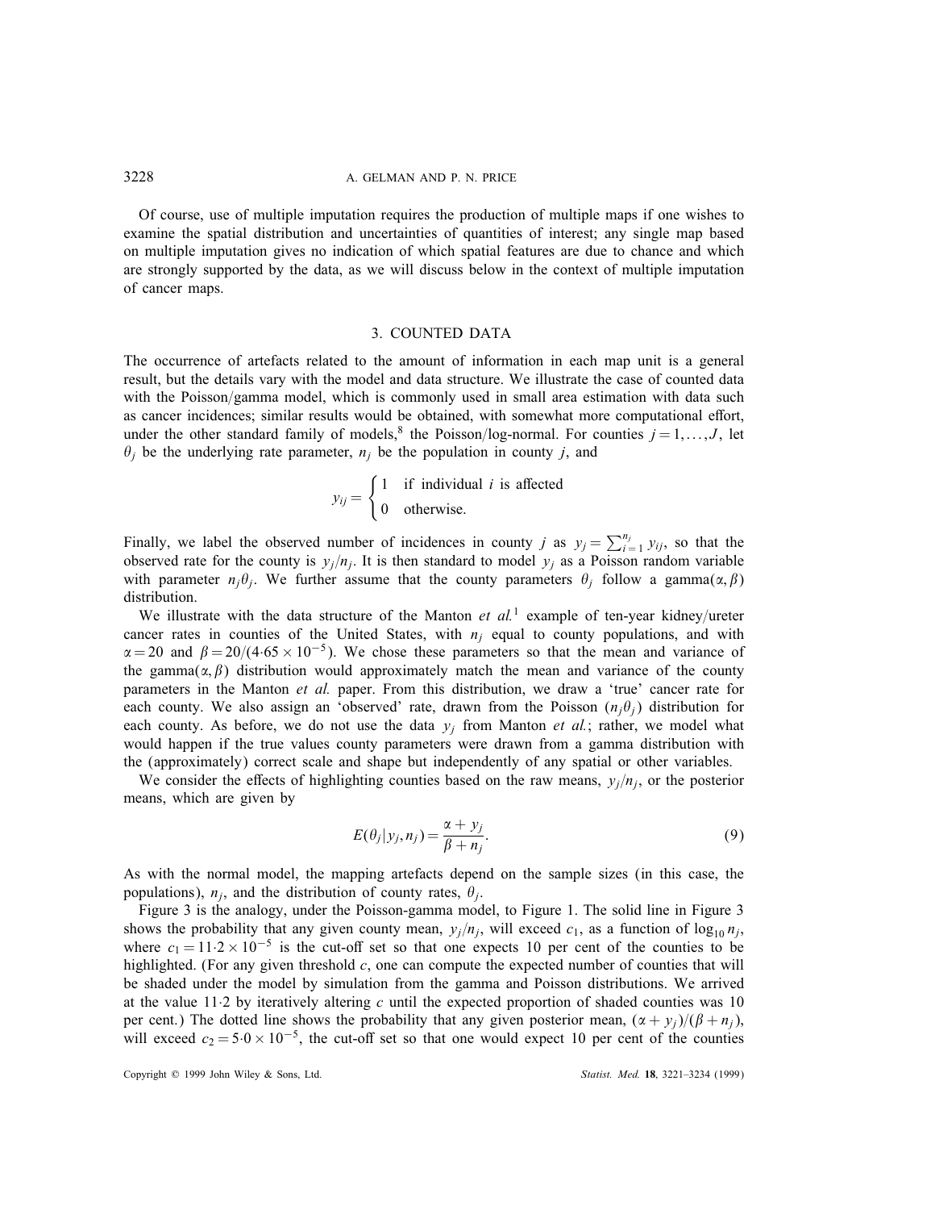Of course, use of multiple imputation requires the production of multiple maps if one wishes to examine the spatial distribution and uncertainties of quantities of interest; any single map based on multiple imputation gives no indication of which spatial features are due to chance and which are strongly supported by the data, as we will discuss below in the context of multiple imputation of cancer maps.

## 3. COUNTED DATA

The occurrence of artefacts related to the amount of information in each map unit is a general result, but the details vary with the model and data structure. We illustrate the case of counted data with the Poisson/gamma model, which is commonly used in small area estimation with data such as cancer incidences; similar results would be obtained, with somewhat more computational effort, under the other standard family of models,[8] the Poisson/log-normal. For counties $j = 1, \ldots, J$, let $\theta_j$ be the underlying rate parameter, $n_j$ be the population in county $j$, and

$$y_{ij} = \begin{cases} 1 & \text{if individual } i \text{ is affected} \\ 0 & \text{otherwise.} \end{cases}$$

Finally, we label the observed number of incidences in county $j$ as $y_j = \sum_{i=1}^{n_j} y_{ij}$, so that the observed rate for the county is $y_j/n_j$. It is then standard to model $y_j$ as a Poisson random variable with parameter $n_j\theta_j$. We further assume that the county parameters $\theta_j$ follow a gamma$(\alpha, \beta)$ distribution.

We illustrate with the data structure of the Manton *et al.*[1] example of ten-year kidney/ureter cancer rates in counties of the United States, with $n_j$ equal to county populations, and with $\alpha = 20$ and $\beta = 20/(4{\cdot}65 \times 10^{-5})$. We chose these parameters so that the mean and variance of the gamma$(\alpha, \beta)$ distribution would approximately match the mean and variance of the county parameters in the Manton *et al.* paper. From this distribution, we draw a 'true' cancer rate for each county. We also assign an 'observed' rate, drawn from the Poisson $(n_j\theta_j)$ distribution for each county. As before, we do not use the data $y_j$ from Manton *et al.*; rather, we model what would happen if the true values county parameters were drawn from a gamma distribution with the (approximately) correct scale and shape but independently of any spatial or other variables.

We consider the effects of highlighting counties based on the raw means, $y_j/n_j$, or the posterior means, which are given by

$$E(\theta_j | y_j, n_j) = \frac{\alpha + y_j}{\beta + n_j}. \tag{9}$$

As with the normal model, the mapping artefacts depend on the sample sizes (in this case, the populations), $n_j$, and the distribution of county rates, $\theta_j$.

Figure 3 is the analogy, under the Poisson-gamma model, to Figure 1. The solid line in Figure 3 shows the probability that any given county mean, $y_j/n_j$, will exceed $c_1$, as a function of $\log_{10} n_j$, where $c_1 = 11{\cdot}2 \times 10^{-5}$ is the cut-off set so that one expects 10 per cent of the counties to be highlighted. (For any given threshold $c$, one can compute the expected number of counties that will be shaded under the model by simulation from the gamma and Poisson distributions. We arrived at the value 11·2 by iteratively altering $c$ until the expected proportion of shaded counties was 10 per cent.) The dotted line shows the probability that any given posterior mean, $(\alpha + y_j)/(\beta + n_j)$, will exceed $c_2 = 5{\cdot}0 \times 10^{-5}$, the cut-off set so that one would expect 10 per cent of the counties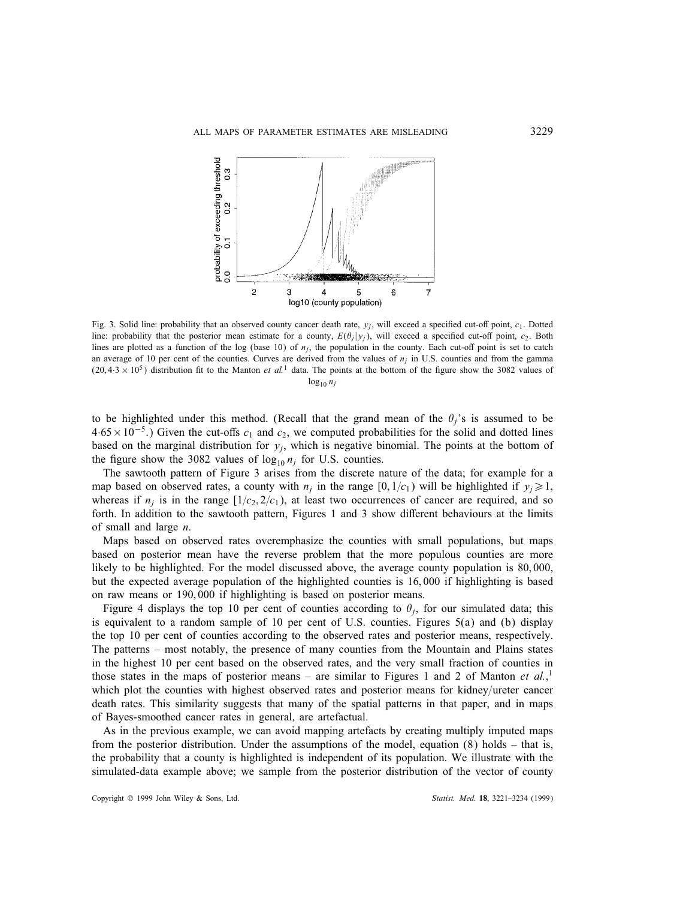Fig. 3. Solid line: probability that an observed county cancer death rate, $y_j$, will exceed a specified cut-off point, $c_1$. Dotted line: probability that the posterior mean estimate for a county, $E(\theta_j|y_j)$, will exceed a specified cut-off point, $c_2$. Both lines are plotted as a function of the log (base 10) of $n_j$, the population in the county. Each cut-off point is set to catch an average of 10 per cent of the counties. Curves are derived from the values of $n_j$ in U.S. counties and from the gamma $(20, 4{\cdot}3 \times 10^5)$ distribution fit to the Manton *et al.*[1] data. The points at the bottom of the figure show the 3082 values of $\log_{10} n_j$

to be highlighted under this method. (Recall that the grand mean of the $\theta_j$'s is assumed to be $4{\cdot}65 \times 10^{-5}$.) Given the cut-offs $c_1$ and $c_2$, we computed probabilities for the solid and dotted lines based on the marginal distribution for $y_j$, which is negative binomial. The points at the bottom of the figure show the 3082 values of $\log_{10} n_j$ for U.S. counties.

The sawtooth pattern of Figure 3 arises from the discrete nature of the data; for example for a map based on observed rates, a county with $n_j$ in the range $[0, 1/c_1)$ will be highlighted if $y_j \geqslant 1$, whereas if $n_j$ is in the range $[1/c_2, 2/c_1)$, at least two occurrences of cancer are required, and so forth. In addition to the sawtooth pattern, Figures 1 and 3 show different behaviours at the limits of small and large $n$.

Maps based on observed rates overemphasize the counties with small populations, but maps based on posterior mean have the reverse problem that the more populous counties are more likely to be highlighted. For the model discussed above, the average county population is 80,000, but the expected average population of the highlighted counties is 16,000 if highlighting is based on raw means or 190,000 if highlighting is based on posterior means.

Figure 4 displays the top 10 per cent of counties according to $\theta_j$, for our simulated data; this is equivalent to a random sample of 10 per cent of U.S. counties. Figures 5(a) and (b) display the top 10 per cent of counties according to the observed rates and posterior means, respectively. The patterns – most notably, the presence of many counties from the Mountain and Plains states in the highest 10 per cent based on the observed rates, and the very small fraction of counties in those states in the maps of posterior means – are similar to Figures 1 and 2 of Manton *et al.*,[1] which plot the counties with highest observed rates and posterior means for kidney/ureter cancer death rates. This similarity suggests that many of the spatial patterns in that paper, and in maps of Bayes-smoothed cancer rates in general, are artefactual.

As in the previous example, we can avoid mapping artefacts by creating multiply imputed maps from the posterior distribution. Under the assumptions of the model, equation (8) holds – that is, the probability that a county is highlighted is independent of its population. We illustrate with the simulated-data example above; we sample from the posterior distribution of the vector of county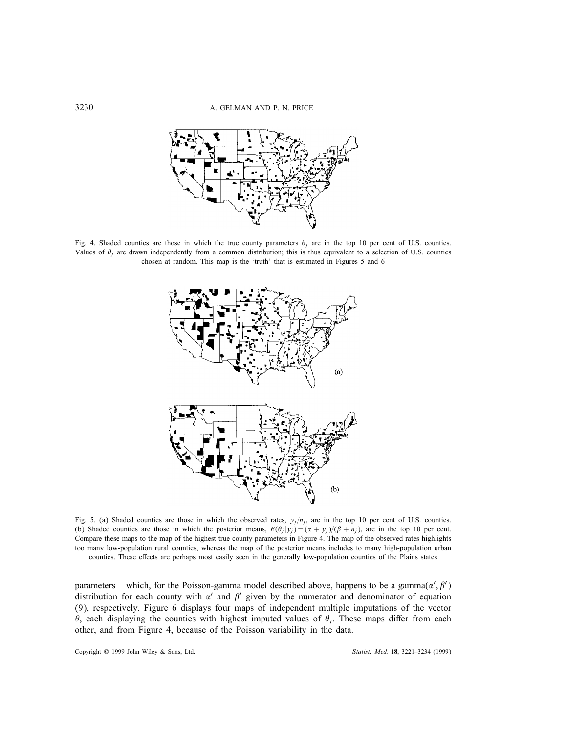Fig. 4. Shaded counties are those in which the true county parameters $\theta_j$ are in the top 10 per cent of U.S. counties. Values of $\theta_j$ are drawn independently from a common distribution; this is thus equivalent to a selection of U.S. counties chosen at random. This map is the 'truth' that is estimated in Figures 5 and 6

Fig. 5. (a) Shaded counties are those in which the observed rates, $y_j/n_j$, are in the top 10 per cent of U.S. counties. (b) Shaded counties are those in which the posterior means, $E(\theta_j|y_j) = (\alpha + y_j)/(\beta + n_j)$, are in the top 10 per cent. Compare these maps to the map of the highest true county parameters in Figure 4. The map of the observed rates highlights too many low-population rural counties, whereas the map of the posterior means includes to many high-population urban counties. These effects are perhaps most easily seen in the generally low-population counties of the Plains states

parameters – which, for the Poisson-gamma model described above, happens to be a gamma$(\alpha', \beta')$ distribution for each county with $\alpha'$ and $\beta'$ given by the numerator and denominator of equation (9), respectively. Figure 6 displays four maps of independent multiple imputations of the vector $\theta$, each displaying the counties with highest imputed values of $\theta_j$. These maps differ from each other, and from Figure 4, because of the Poisson variability in the data.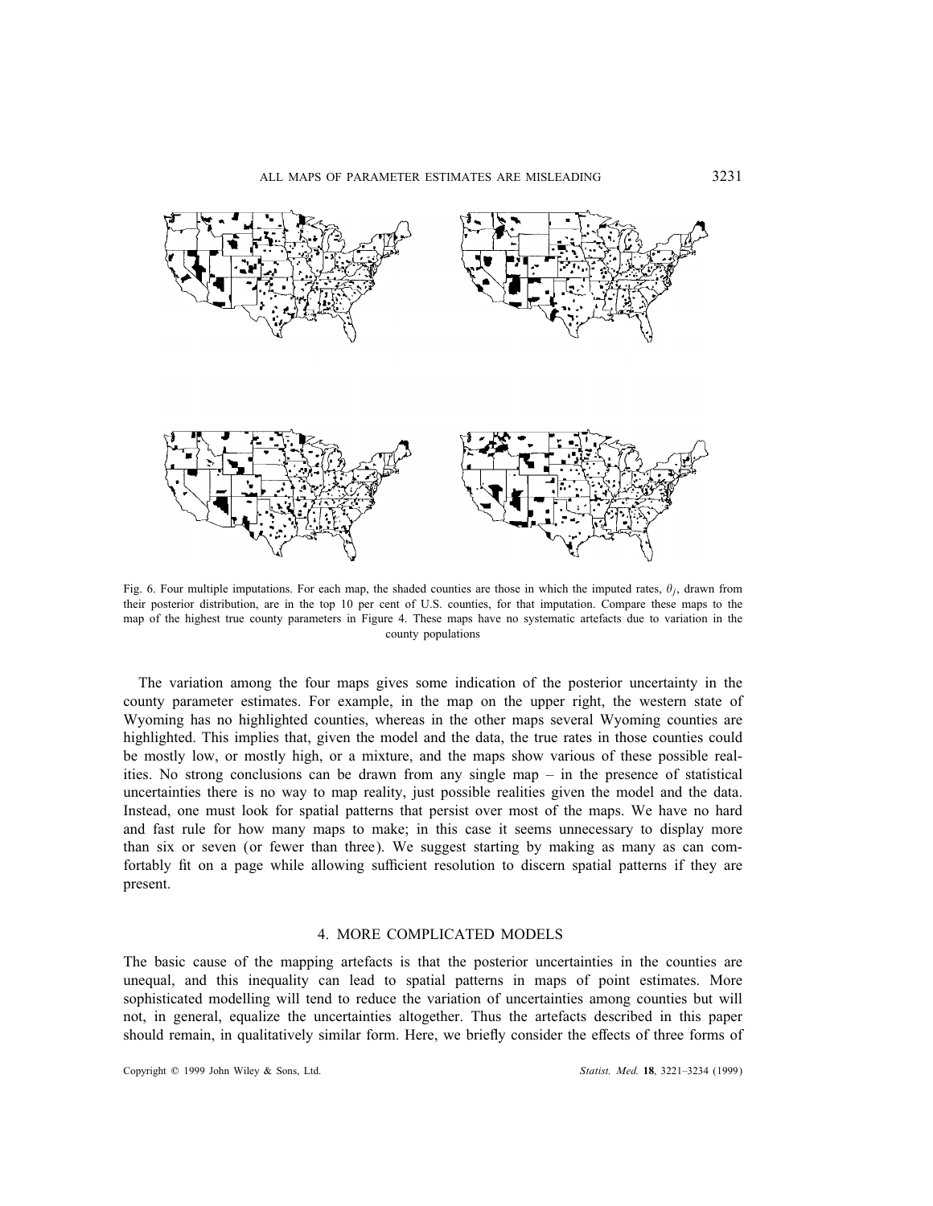Fig. 6. Four multiple imputations. For each map, the shaded counties are those in which the imputed rates, $\theta_j$, drawn from their posterior distribution, are in the top 10 per cent of U.S. counties, for that imputation. Compare these maps to the map of the highest true county parameters in Figure 4. These maps have no systematic artefacts due to variation in the county populations

The variation among the four maps gives some indication of the posterior uncertainty in the county parameter estimates. For example, in the map on the upper right, the western state of Wyoming has no highlighted counties, whereas in the other maps several Wyoming counties are highlighted. This implies that, given the model and the data, the true rates in those counties could be mostly low, or mostly high, or a mixture, and the maps show various of these possible realities. No strong conclusions can be drawn from any single map – in the presence of statistical uncertainties there is no way to map reality, just possible realities given the model and the data. Instead, one must look for spatial patterns that persist over most of the maps. We have no hard and fast rule for how many maps to make; in this case it seems unnecessary to display more than six or seven (or fewer than three). We suggest starting by making as many as can comfortably fit on a page while allowing sufficient resolution to discern spatial patterns if they are present.

## 4. MORE COMPLICATED MODELS

The basic cause of the mapping artefacts is that the posterior uncertainties in the counties are unequal, and this inequality can lead to spatial patterns in maps of point estimates. More sophisticated modelling will tend to reduce the variation of uncertainties among counties but will not, in general, equalize the uncertainties altogether. Thus the artefacts described in this paper should remain, in qualitatively similar form. Here, we briefly consider the effects of three forms of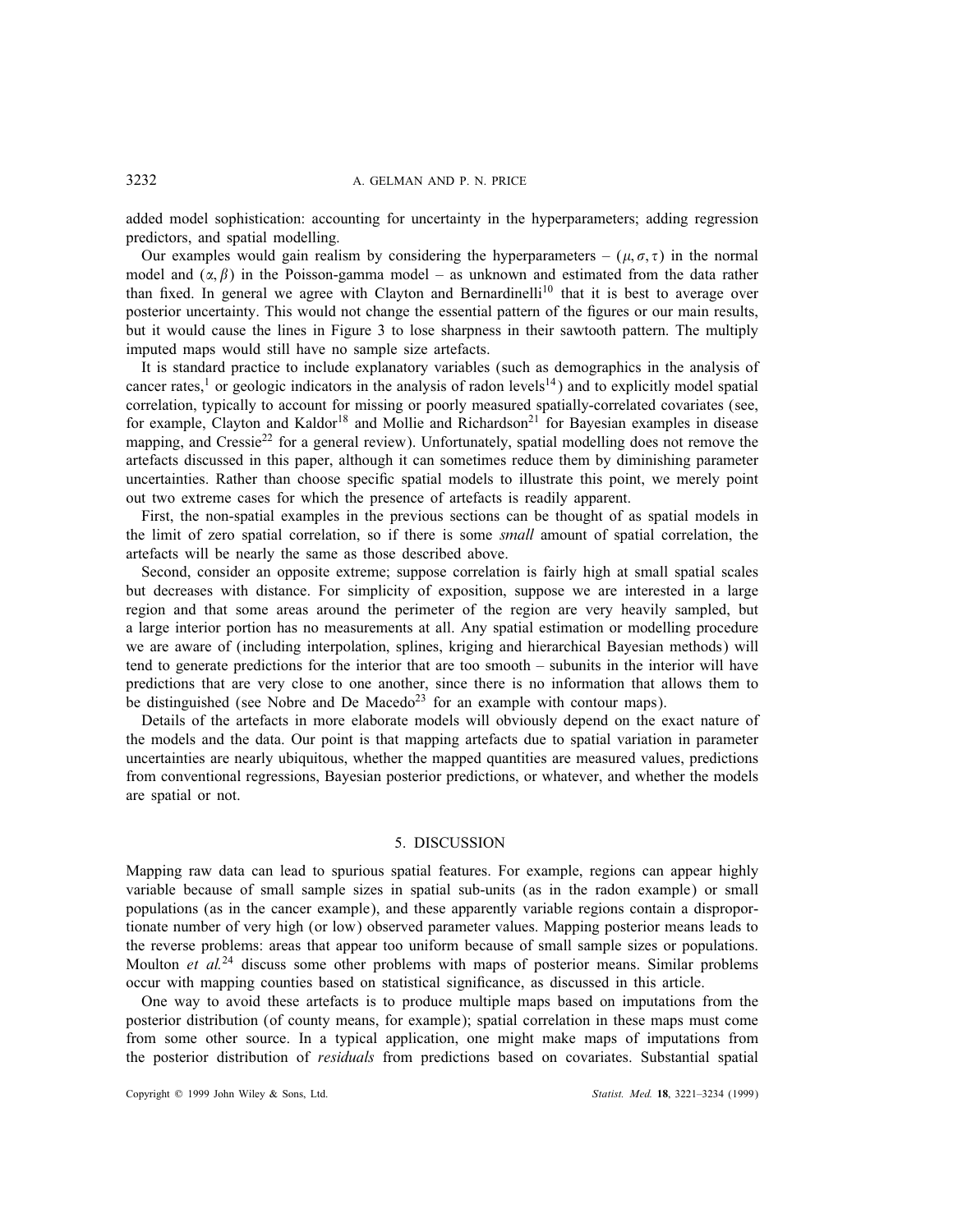added model sophistication: accounting for uncertainty in the hyperparameters; adding regression predictors, and spatial modelling.

Our examples would gain realism by considering the hyperparameters – $(\mu, \sigma, \tau)$ in the normal model and $(\alpha, \beta)$ in the Poisson-gamma model – as unknown and estimated from the data rather than fixed. In general we agree with Clayton and Bernardinelli[10] that it is best to average over posterior uncertainty. This would not change the essential pattern of the figures or our main results, but it would cause the lines in Figure 3 to lose sharpness in their sawtooth pattern. The multiply imputed maps would still have no sample size artefacts.

It is standard practice to include explanatory variables (such as demographics in the analysis of cancer rates,[1] or geologic indicators in the analysis of radon levels[14]) and to explicitly model spatial correlation, typically to account for missing or poorly measured spatially-correlated covariates (see, for example, Clayton and Kaldor[18] and Mollie and Richardson[21] for Bayesian examples in disease mapping, and Cressie[22] for a general review). Unfortunately, spatial modelling does not remove the artefacts discussed in this paper, although it can sometimes reduce them by diminishing parameter uncertainties. Rather than choose specific spatial models to illustrate this point, we merely point out two extreme cases for which the presence of artefacts is readily apparent.

First, the non-spatial examples in the previous sections can be thought of as spatial models in the limit of zero spatial correlation, so if there is some *small* amount of spatial correlation, the artefacts will be nearly the same as those described above.

Second, consider an opposite extreme; suppose correlation is fairly high at small spatial scales but decreases with distance. For simplicity of exposition, suppose we are interested in a large region and that some areas around the perimeter of the region are very heavily sampled, but a large interior portion has no measurements at all. Any spatial estimation or modelling procedure we are aware of (including interpolation, splines, kriging and hierarchical Bayesian methods) will tend to generate predictions for the interior that are too smooth – subunits in the interior will have predictions that are very close to one another, since there is no information that allows them to be distinguished (see Nobre and De Macedo[23] for an example with contour maps).

Details of the artefacts in more elaborate models will obviously depend on the exact nature of the models and the data. Our point is that mapping artefacts due to spatial variation in parameter uncertainties are nearly ubiquitous, whether the mapped quantities are measured values, predictions from conventional regressions, Bayesian posterior predictions, or whatever, and whether the models are spatial or not.

## 5. DISCUSSION

Mapping raw data can lead to spurious spatial features. For example, regions can appear highly variable because of small sample sizes in spatial sub-units (as in the radon example) or small populations (as in the cancer example), and these apparently variable regions contain a disproportionate number of very high (or low) observed parameter values. Mapping posterior means leads to the reverse problems: areas that appear too uniform because of small sample sizes or populations. Moulton *et al.*[24] discuss some other problems with maps of posterior means. Similar problems occur with mapping counties based on statistical significance, as discussed in this article.

One way to avoid these artefacts is to produce multiple maps based on imputations from the posterior distribution (of county means, for example); spatial correlation in these maps must come from some other source. In a typical application, one might make maps of imputations from the posterior distribution of *residuals* from predictions based on covariates. Substantial spatial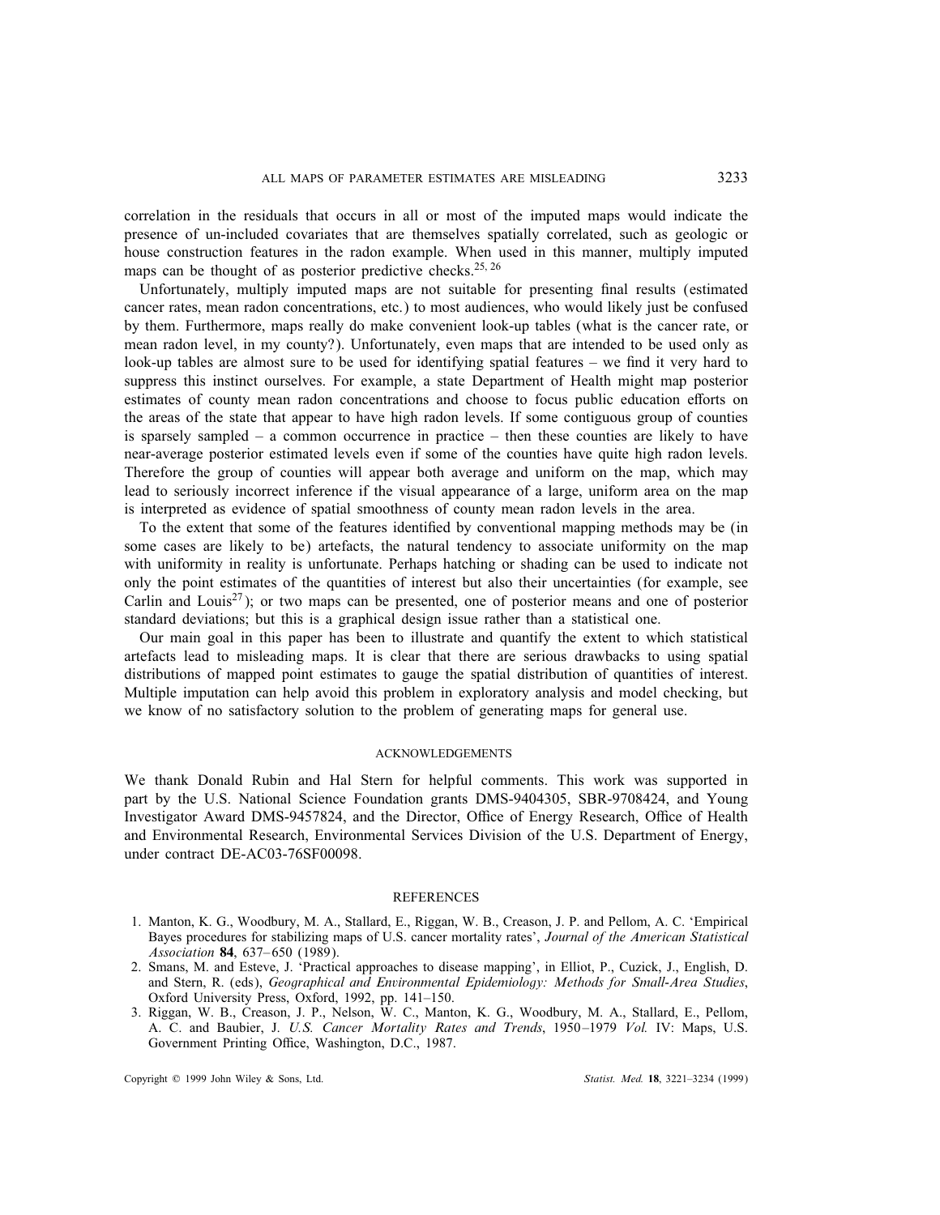correlation in the residuals that occurs in all or most of the imputed maps would indicate the presence of un-included covariates that are themselves spatially correlated, such as geologic or house construction features in the radon example. When used in this manner, multiply imputed maps can be thought of as posterior predictive checks.[25, 26]

Unfortunately, multiply imputed maps are not suitable for presenting final results (estimated cancer rates, mean radon concentrations, etc.) to most audiences, who would likely just be confused by them. Furthermore, maps really do make convenient look-up tables (what is the cancer rate, or mean radon level, in my county?). Unfortunately, even maps that are intended to be used only as look-up tables are almost sure to be used for identifying spatial features – we find it very hard to suppress this instinct ourselves. For example, a state Department of Health might map posterior estimates of county mean radon concentrations and choose to focus public education efforts on the areas of the state that appear to have high radon levels. If some contiguous group of counties is sparsely sampled – a common occurrence in practice – then these counties are likely to have near-average posterior estimated levels even if some of the counties have quite high radon levels. Therefore the group of counties will appear both average and uniform on the map, which may lead to seriously incorrect inference if the visual appearance of a large, uniform area on the map is interpreted as evidence of spatial smoothness of county mean radon levels in the area.

To the extent that some of the features identified by conventional mapping methods may be (in some cases are likely to be) artefacts, the natural tendency to associate uniformity on the map with uniformity in reality is unfortunate. Perhaps hatching or shading can be used to indicate not only the point estimates of the quantities of interest but also their uncertainties (for example, see Carlin and Louis[27]); or two maps can be presented, one of posterior means and one of posterior standard deviations; but this is a graphical design issue rather than a statistical one.

Our main goal in this paper has been to illustrate and quantify the extent to which statistical artefacts lead to misleading maps. It is clear that there are serious drawbacks to using spatial distributions of mapped point estimates to gauge the spatial distribution of quantities of interest. Multiple imputation can help avoid this problem in exploratory analysis and model checking, but we know of no satisfactory solution to the problem of generating maps for general use.

## ACKNOWLEDGEMENTS

We thank Donald Rubin and Hal Stern for helpful comments. This work was supported in part by the U.S. National Science Foundation grants DMS-9404305, SBR-9708424, and Young Investigator Award DMS-9457824, and the Director, Office of Energy Research, Office of Health and Environmental Research, Environmental Services Division of the U.S. Department of Energy, under contract DE-AC03-76SF00098.

## REFERENCES

1. Manton, K. G., Woodbury, M. A., Stallard, E., Riggan, W. B., Creason, J. P. and Pellom, A. C. 'Empirical Bayes procedures for stabilizing maps of U.S. cancer mortality rates', *Journal of the American Statistical Association* **84**, 637–650 (1989).
2. Smans, M. and Esteve, J. 'Practical approaches to disease mapping', in Elliot, P., Cuzick, J., English, D. and Stern, R. (eds), *Geographical and Environmental Epidemiology: Methods for Small-Area Studies*, Oxford University Press, Oxford, 1992, pp. 141–150.
3. Riggan, W. B., Creason, J. P., Nelson, W. C., Manton, K. G., Woodbury, M. A., Stallard, E., Pellom, A. C. and Baubier, J. *U.S. Cancer Mortality Rates and Trends*, 1950–1979 *Vol.* IV: Maps, U.S. Government Printing Office, Washington, D.C., 1987.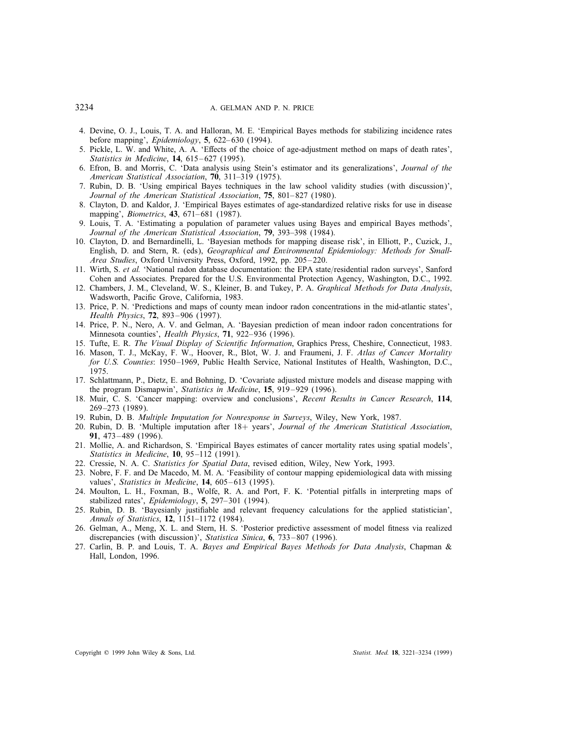4. Devine, O. J., Louis, T. A. and Halloran, M. E. 'Empirical Bayes methods for stabilizing incidence rates before mapping', *Epidemiology*, **5**, 622–630 (1994).
5. Pickle, L. W. and White, A. A. 'Effects of the choice of age-adjustment method on maps of death rates', *Statistics in Medicine*, **14**, 615–627 (1995).
6. Efron, B. and Morris, C. 'Data analysis using Stein's estimator and its generalizations', *Journal of the American Statistical Association*, **70**, 311–319 (1975).
7. Rubin, D. B. 'Using empirical Bayes techniques in the law school validity studies (with discussion)', *Journal of the American Statistical Association*, **75**, 801–827 (1980).
8. Clayton, D. and Kaldor, J. 'Empirical Bayes estimates of age-standardized relative risks for use in disease mapping', *Biometrics*, **43**, 671–681 (1987).
9. Louis, T. A. 'Estimating a population of parameter values using Bayes and empirical Bayes methods', *Journal of the American Statistical Association*, **79**, 393–398 (1984).
10. Clayton, D. and Bernardinelli, L. 'Bayesian methods for mapping disease risk', in Elliott, P., Cuzick, J., English, D. and Stern, R. (eds), *Geographical and Environmental Epidemiology: Methods for Small-Area Studies*, Oxford University Press, Oxford, 1992, pp. 205–220.
11. Wirth, S. *et al.* 'National radon database documentation: the EPA state/residential radon surveys', Sanford Cohen and Associates. Prepared for the U.S. Environmental Protection Agency, Washington, D.C., 1992.
12. Chambers, J. M., Cleveland, W. S., Kleiner, B. and Tukey, P. A. *Graphical Methods for Data Analysis*, Wadsworth, Pacific Grove, California, 1983.
13. Price, P. N. 'Predictions and maps of county mean indoor radon concentrations in the mid-atlantic states', *Health Physics*, **72**, 893–906 (1997).
14. Price, P. N., Nero, A. V. and Gelman, A. 'Bayesian prediction of mean indoor radon concentrations for Minnesota counties', *Health Physics*, **71**, 922–936 (1996).
15. Tufte, E. R. *The Visual Display of Scientific Information*, Graphics Press, Cheshire, Connecticut, 1983.
16. Mason, T. J., McKay, F. W., Hoover, R., Blot, W. J. and Fraumeni, J. F. *Atlas of Cancer Mortality for U.S. Counties*: 1950–1969, Public Health Service, National Institutes of Health, Washington, D.C., 1975.
17. Schlattmann, P., Dietz, E. and Bohning, D. 'Covariate adjusted mixture models and disease mapping with the program Dismapwin', *Statistics in Medicine*, **15**, 919–929 (1996).
18. Muir, C. S. 'Cancer mapping: overview and conclusions', *Recent Results in Cancer Research*, **114**, 269–273 (1989).
19. Rubin, D. B. *Multiple Imputation for Nonresponse in Surveys*, Wiley, New York, 1987.
20. Rubin, D. B. 'Multiple imputation after 18+ years', *Journal of the American Statistical Association*, **91**, 473–489 (1996).
21. Mollie, A. and Richardson, S. 'Empirical Bayes estimates of cancer mortality rates using spatial models', *Statistics in Medicine*, **10**, 95–112 (1991).
22. Cressie, N. A. C. *Statistics for Spatial Data*, revised edition, Wiley, New York, 1993.
23. Nobre, F. F. and De Macedo, M. M. A. 'Feasibility of contour mapping epidemiological data with missing values', *Statistics in Medicine*, **14**, 605–613 (1995).
24. Moulton, L. H., Foxman, B., Wolfe, R. A. and Port, F. K. 'Potential pitfalls in interpreting maps of stabilized rates', *Epidemiology*, **5**, 297–301 (1994).
25. Rubin, D. B. 'Bayesianly justifiable and relevant frequency calculations for the applied statistician', *Annals of Statistics*, **12**, 1151–1172 (1984).
26. Gelman, A., Meng, X. L. and Stern, H. S. 'Posterior predictive assessment of model fitness via realized discrepancies (with discussion)', *Statistica Sinica*, **6**, 733–807 (1996).
27. Carlin, B. P. and Louis, T. A. *Bayes and Empirical Bayes Methods for Data Analysis*, Chapman & Hall, London, 1996.